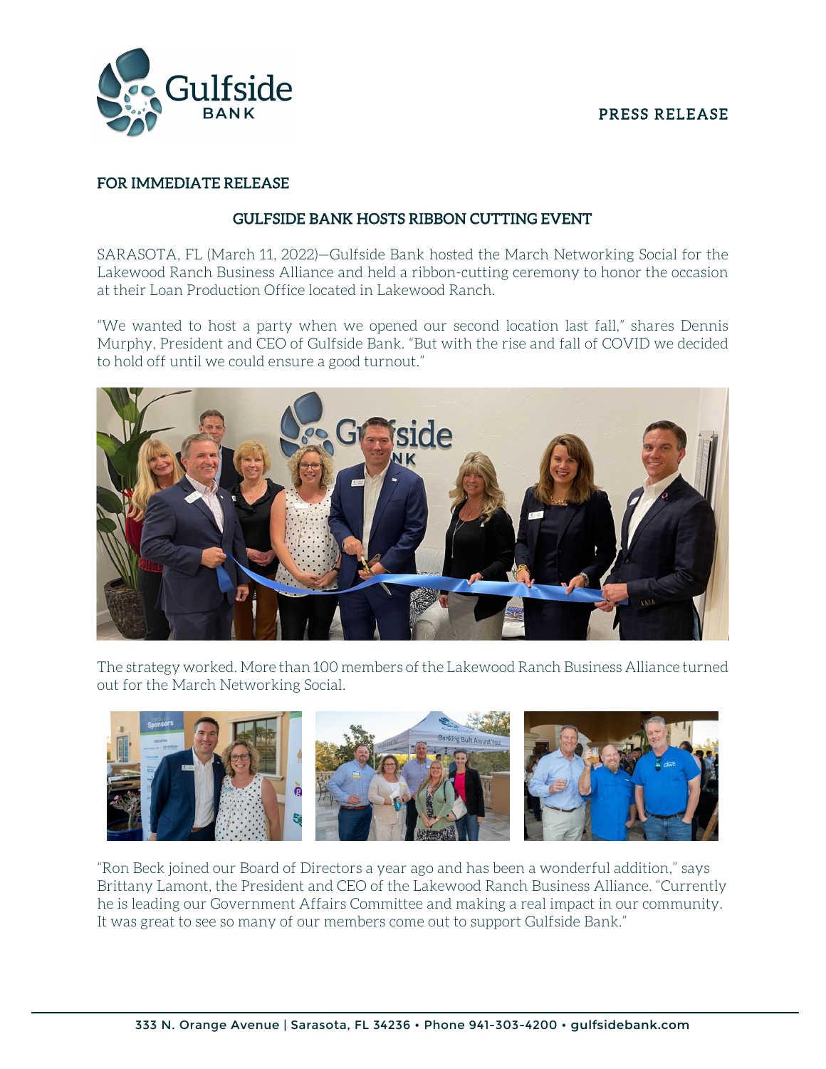Gulfside BANK

PRESS RELEASE

**FOR IMMEDIATE RELEASE**

## GULFSIDE BANK HOSTS RIBBON CUTTING EVENT

SARASOTA, FL (March 11, 2022)—Gulfside Bank hosted the March Networking Social for the Lakewood Ranch Business Alliance and held a ribbon-cutting ceremony to honor the occasion at their Loan Production Office located in Lakewood Ranch.

"We wanted to host a party when we opened our second location last fall," shares Dennis Murphy, President and CEO of Gulfside Bank. "But with the rise and fall of COVID we decided to hold off until we could ensure a good turnout."

The strategy worked. More than 100 members of the Lakewood Ranch Business Alliance turned out for the March Networking Social.

"Ron Beck joined our Board of Directors a year ago and has been a wonderful addition," says Brittany Lamont, the President and CEO of the Lakewood Ranch Business Alliance. "Currently he is leading our Government Affairs Committee and making a real impact in our community. It was great to see so many of our members come out to support Gulfside Bank."

333 N. Orange Avenue | Sarasota, FL 34236 • Phone 941-303-4200 • gulfsidebank.com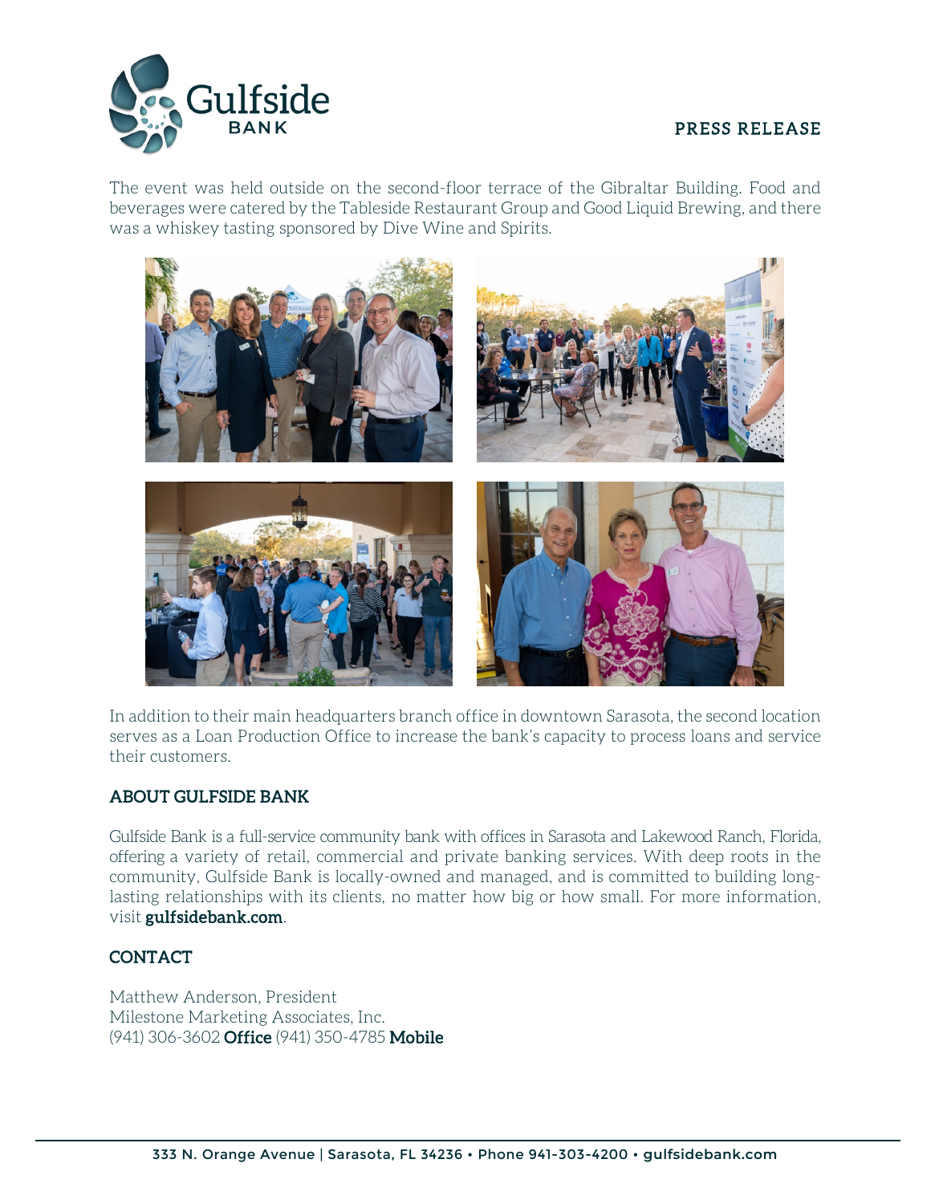The event was held outside on the second-floor terrace of the Gibraltar Building. Food and beverages were catered by the Tableside Restaurant Group and Good Liquid Brewing, and there was a whiskey tasting sponsored by Dive Wine and Spirits.

In addition to their main headquarters branch office in downtown Sarasota, the second location serves as a Loan Production Office to increase the bank's capacity to process loans and service their customers.

## ABOUT GULFSIDE BANK

Gulfside Bank is a full-service community bank with offices in Sarasota and Lakewood Ranch, Florida, offering a variety of retail, commercial and private banking services. With deep roots in the community, Gulfside Bank is locally-owned and managed, and is committed to building long-lasting relationships with its clients, no matter how big or how small. For more information, visit **gulfsidebank.com**.

## CONTACT

Matthew Anderson, President
Milestone Marketing Associates, Inc.
(941) 306-3602 **Office** (941) 350-4785 **Mobile**